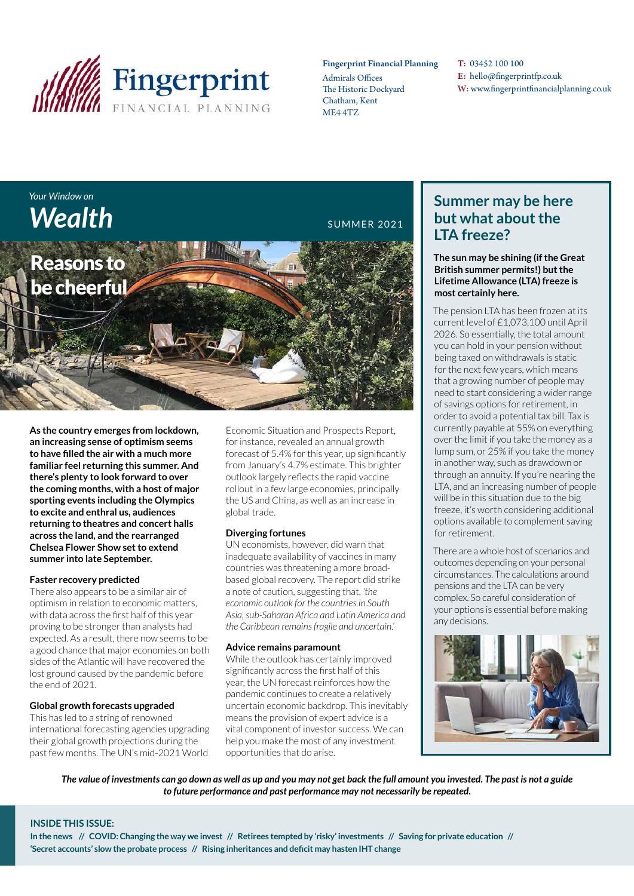# Fingerprint FINANCIAL PLANNING

**Fingerprint Financial Planning**
Admirals Offices
The Historic Dockyard
Chatham, Kent
ME4 4TZ

**T:** 03452 100 100
**E:** hello@fingerprintfp.co.uk
**W:** www.fingerprintfinancialplanning.co.uk

*Your Window on*
# *Wealth*

SUMMER 2021

## Reasons to be cheerful

**As the country emerges from lockdown, an increasing sense of optimism seems to have filled the air with a much more familiar feel returning this summer. And there's plenty to look forward to over the coming months, with a host of major sporting events including the Olympics to excite and enthral us, audiences returning to theatres and concert halls across the land, and the rearranged Chelsea Flower Show set to extend summer into late September.**

### Faster recovery predicted

There also appears to be a similar air of optimism in relation to economic matters, with data across the first half of this year proving to be stronger than analysts had expected. As a result, there now seems to be a good chance that major economies on both sides of the Atlantic will have recovered the lost ground caused by the pandemic before the end of 2021.

### Global growth forecasts upgraded

This has led to a string of renowned international forecasting agencies upgrading their global growth projections during the past few months. The UN's mid-2021 World Economic Situation and Prospects Report, for instance, revealed an annual growth forecast of 5.4% for this year, up significantly from January's 4.7% estimate. This brighter outlook largely reflects the rapid vaccine rollout in a few large economies, principally the US and China, as well as an increase in global trade.

### Diverging fortunes

UN economists, however, did warn that inadequate availability of vaccines in many countries was threatening a more broad-based global recovery. The report did strike a note of caution, suggesting that, *'the economic outlook for the countries in South Asia, sub-Saharan Africa and Latin America and the Caribbean remains fragile and uncertain.'*

### Advice remains paramount

While the outlook has certainly improved significantly across the first half of this year, the UN forecast reinforces how the pandemic continues to create a relatively uncertain economic backdrop. This inevitably means the provision of expert advice is a vital component of investor success. We can help you make the most of any investment opportunities that do arise.

## Summer may be here but what about the LTA freeze?

**The sun may be shining (if the Great British summer permits!) but the Lifetime Allowance (LTA) freeze is most certainly here.**

The pension LTA has been frozen at its current level of £1,073,100 until April 2026. So essentially, the total amount you can hold in your pension without being taxed on withdrawals is static for the next few years, which means that a growing number of people may need to start considering a wider range of savings options for retirement, in order to avoid a potential tax bill. Tax is currently payable at 55% on everything over the limit if you take the money as a lump sum, or 25% if you take the money in another way, such as drawdown or through an annuity. If you're nearing the LTA, and an increasing number of people will be in this situation due to the big freeze, it's worth considering additional options available to complement saving for retirement.

There are a whole host of scenarios and outcomes depending on your personal circumstances. The calculations around pensions and the LTA can be very complex. So careful consideration of your options is essential before making any decisions.

***The value of investments can go down as well as up and you may not get back the full amount you invested. The past is not a guide to future performance and past performance may not necessarily be repeated.***

**INSIDE THIS ISSUE:**

**In the news // COVID: Changing the way we invest // Retirees tempted by 'risky' investments // Saving for private education // 'Secret accounts' slow the probate process // Rising inheritances and deficit may hasten IHT change**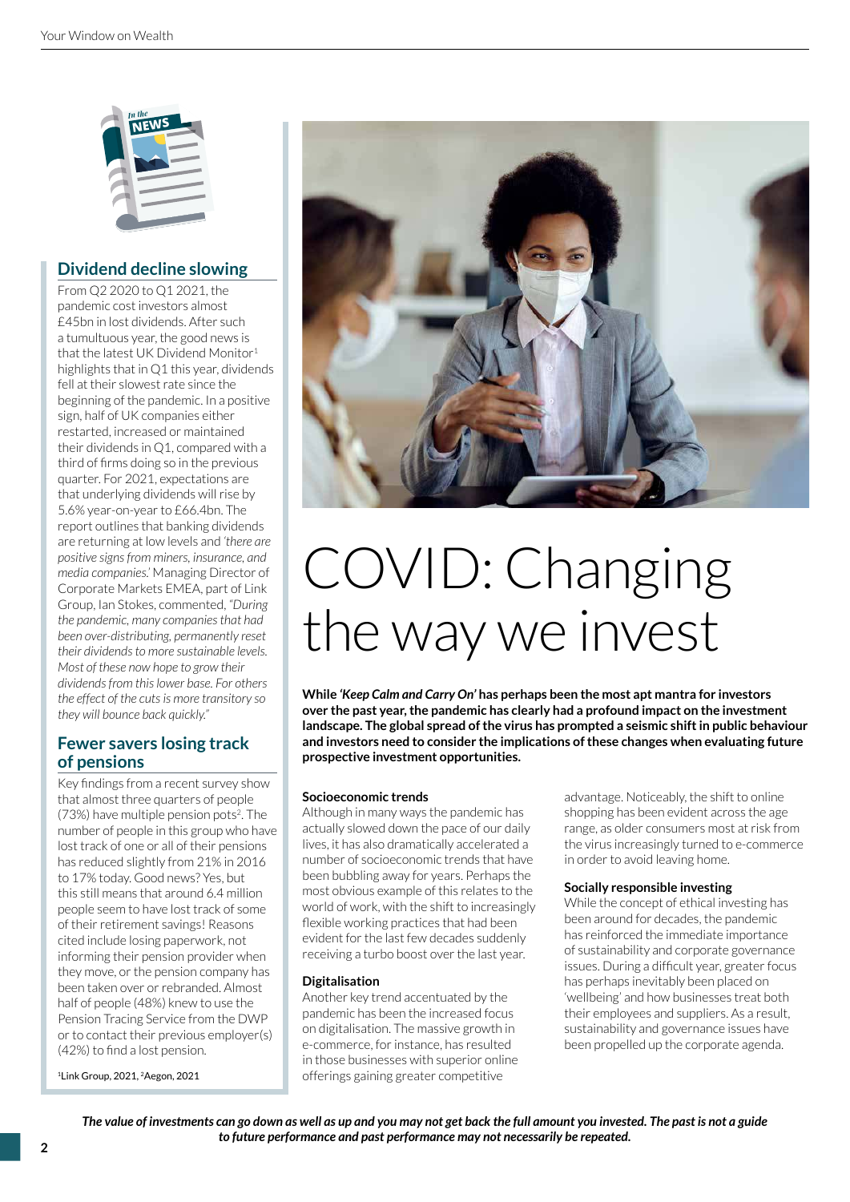## Dividend decline slowing

From Q2 2020 to Q1 2021, the pandemic cost investors almost £45bn in lost dividends. After such a tumultuous year, the good news is that the latest UK Dividend Monitor[1] highlights that in Q1 this year, dividends fell at their slowest rate since the beginning of the pandemic. In a positive sign, half of UK companies either restarted, increased or maintained their dividends in Q1, compared with a third of firms doing so in the previous quarter. For 2021, expectations are that underlying dividends will rise by 5.6% year-on-year to £66.4bn. The report outlines that banking dividends are returning at low levels and *'there are positive signs from miners, insurance, and media companies.'* Managing Director of Corporate Markets EMEA, part of Link Group, Ian Stokes, commented, *"During the pandemic, many companies that had been over-distributing, permanently reset their dividends to more sustainable levels. Most of these now hope to grow their dividends from this lower base. For others the effect of the cuts is more transitory so they will bounce back quickly."*

## Fewer savers losing track of pensions

Key findings from a recent survey show that almost three quarters of people (73%) have multiple pension pots[2]. The number of people in this group who have lost track of one or all of their pensions has reduced slightly from 21% in 2016 to 17% today. Good news? Yes, but this still means that around 6.4 million people seem to have lost track of some of their retirement savings! Reasons cited include losing paperwork, not informing their pension provider when they move, or the pension company has been taken over or rebranded. Almost half of people (48%) knew to use the Pension Tracing Service from the DWP or to contact their previous employer(s) (42%) to find a lost pension.

[1]Link Group, 2021, [2]Aegon, 2021

# COVID: Changing the way we invest

**While *'Keep Calm and Carry On'* has perhaps been the most apt mantra for investors over the past year, the pandemic has clearly had a profound impact on the investment landscape. The global spread of the virus has prompted a seismic shift in public behaviour and investors need to consider the implications of these changes when evaluating future prospective investment opportunities.**

### Socioeconomic trends

Although in many ways the pandemic has actually slowed down the pace of our daily lives, it has also dramatically accelerated a number of socioeconomic trends that have been bubbling away for years. Perhaps the most obvious example of this relates to the world of work, with the shift to increasingly flexible working practices that had been evident for the last few decades suddenly receiving a turbo boost over the last year.

### Digitalisation

Another key trend accentuated by the pandemic has been the increased focus on digitalisation. The massive growth in e-commerce, for instance, has resulted in those businesses with superior online offerings gaining greater competitive advantage. Noticeably, the shift to online shopping has been evident across the age range, as older consumers most at risk from the virus increasingly turned to e-commerce in order to avoid leaving home.

### Socially responsible investing

While the concept of ethical investing has been around for decades, the pandemic has reinforced the immediate importance of sustainability and corporate governance issues. During a difficult year, greater focus has perhaps inevitably been placed on 'wellbeing' and how businesses treat both their employees and suppliers. As a result, sustainability and governance issues have been propelled up the corporate agenda.

***The value of investments can go down as well as up and you may not get back the full amount you invested. The past is not a guide to future performance and past performance may not necessarily be repeated.***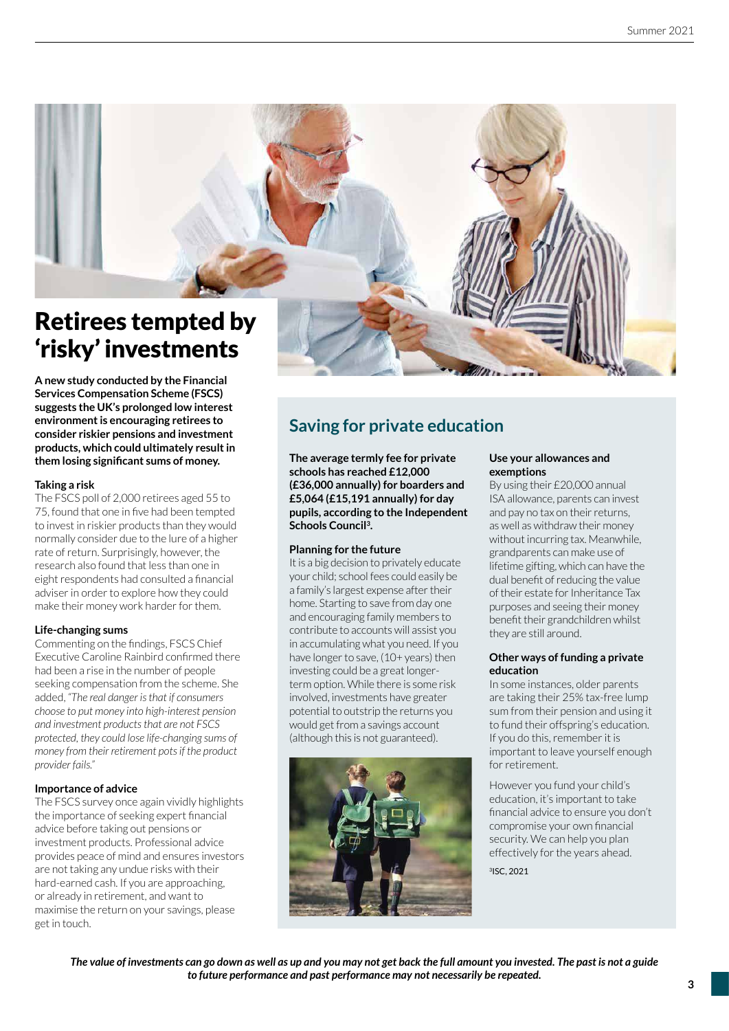# Retirees tempted by 'risky' investments

**A new study conducted by the Financial Services Compensation Scheme (FSCS) suggests the UK's prolonged low interest environment is encouraging retirees to consider riskier pensions and investment products, which could ultimately result in them losing significant sums of money.**

### Taking a risk

The FSCS poll of 2,000 retirees aged 55 to 75, found that one in five had been tempted to invest in riskier products than they would normally consider due to the lure of a higher rate of return. Surprisingly, however, the research also found that less than one in eight respondents had consulted a financial adviser in order to explore how they could make their money work harder for them.

### Life-changing sums

Commenting on the findings, FSCS Chief Executive Caroline Rainbird confirmed there had been a rise in the number of people seeking compensation from the scheme. She added, *"The real danger is that if consumers choose to put money into high-interest pension and investment products that are not FSCS protected, they could lose life-changing sums of money from their retirement pots if the product provider fails."*

### Importance of advice

The FSCS survey once again vividly highlights the importance of seeking expert financial advice before taking out pensions or investment products. Professional advice provides peace of mind and ensures investors are not taking any undue risks with their hard-earned cash. If you are approaching, or already in retirement, and want to maximise the return on your savings, please get in touch.

## Saving for private education

**The average termly fee for private schools has reached £12,000 (£36,000 annually) for boarders and £5,064 (£15,191 annually) for day pupils, according to the Independent Schools Council[3].**

### Planning for the future

It is a big decision to privately educate your child; school fees could easily be a family's largest expense after their home. Starting to save from day one and encouraging family members to contribute to accounts will assist you in accumulating what you need. If you have longer to save, (10+ years) then investing could be a great longer-term option. While there is some risk involved, investments have greater potential to outstrip the returns you would get from a savings account (although this is not guaranteed).

### Use your allowances and exemptions

By using their £20,000 annual ISA allowance, parents can invest and pay no tax on their returns, as well as withdraw their money without incurring tax. Meanwhile, grandparents can make use of lifetime gifting, which can have the dual benefit of reducing the value of their estate for Inheritance Tax purposes and seeing their money benefit their grandchildren whilst they are still around.

### Other ways of funding a private education

In some instances, older parents are taking their 25% tax-free lump sum from their pension and using it to fund their offspring's education. If you do this, remember it is important to leave yourself enough for retirement.

However you fund your child's education, it's important to take financial advice to ensure you don't compromise your own financial security. We can help you plan effectively for the years ahead.

[3]ISC, 2021

***The value of investments can go down as well as up and you may not get back the full amount you invested. The past is not a guide to future performance and past performance may not necessarily be repeated.***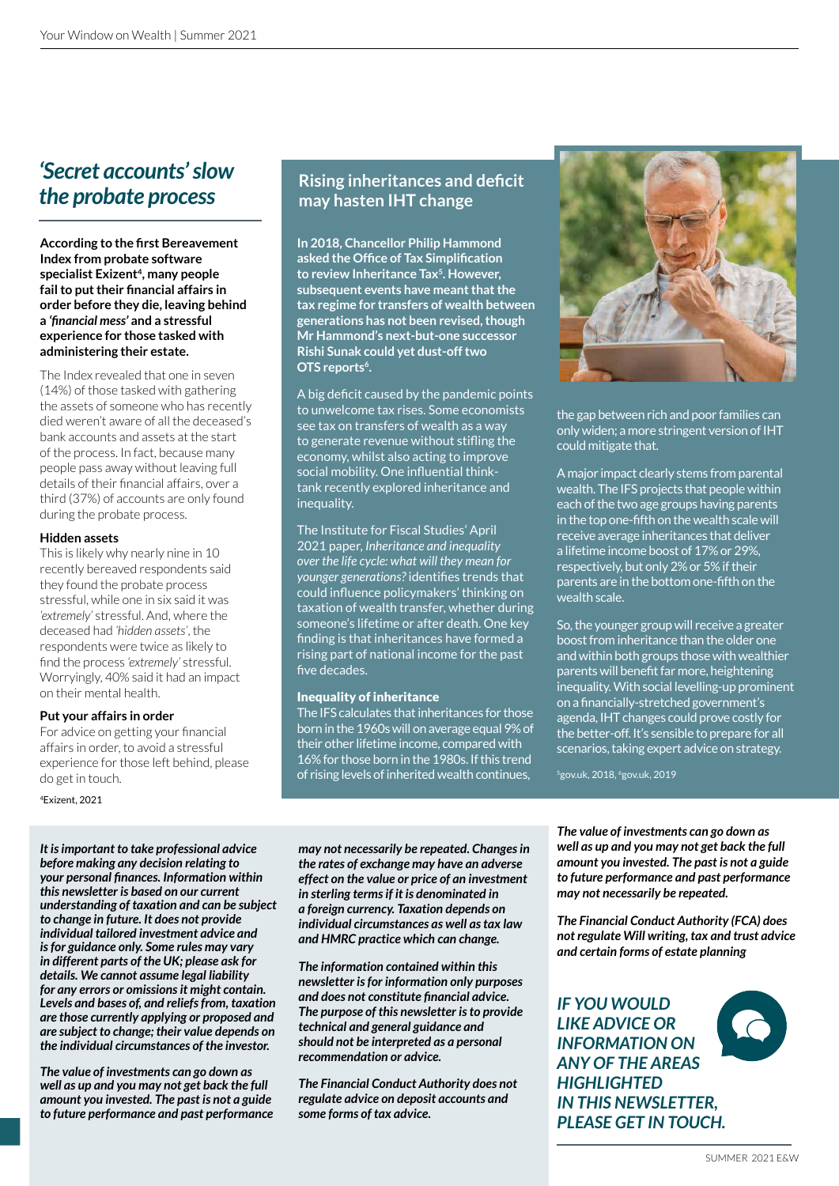## *'Secret accounts' slow the probate process*

**According to the first Bereavement Index from probate software specialist Exizent[4], many people fail to put their financial affairs in order before they die, leaving behind a *'financial mess'* and a stressful experience for those tasked with administering their estate.**

The Index revealed that one in seven (14%) of those tasked with gathering the assets of someone who has recently died weren't aware of all the deceased's bank accounts and assets at the start of the process. In fact, because many people pass away without leaving full details of their financial affairs, over a third (37%) of accounts are only found during the probate process.

### Hidden assets

This is likely why nearly nine in 10 recently bereaved respondents said they found the probate process stressful, while one in six said it was *'extremely'* stressful. And, where the deceased had *'hidden assets'*, the respondents were twice as likely to find the process *'extremely'* stressful. Worryingly, 40% said it had an impact on their mental health.

### Put your affairs in order

For advice on getting your financial affairs in order, to avoid a stressful experience for those left behind, please do get in touch.

[4]Exizent, 2021

## Rising inheritances and deficit may hasten IHT change

**In 2018, Chancellor Philip Hammond asked the Office of Tax Simplification to review Inheritance Tax[5]. However, subsequent events have meant that the tax regime for transfers of wealth between generations has not been revised, though Mr Hammond's next-but-one successor Rishi Sunak could yet dust-off two OTS reports[6].**

A big deficit caused by the pandemic points to unwelcome tax rises. Some economists see tax on transfers of wealth as a way to generate revenue without stifling the economy, whilst also acting to improve social mobility. One influential think-tank recently explored inheritance and inequality.

The Institute for Fiscal Studies' April 2021 paper, *Inheritance and inequality over the life cycle: what will they mean for younger generations?* identifies trends that could influence policymakers' thinking on taxation of wealth transfer, whether during someone's lifetime or after death. One key finding is that inheritances have formed a rising part of national income for the past five decades.

### Inequality of inheritance

The IFS calculates that inheritances for those born in the 1960s will on average equal 9% of their other lifetime income, compared with 16% for those born in the 1980s. If this trend of rising levels of inherited wealth continues, the gap between rich and poor families can only widen; a more stringent version of IHT could mitigate that.

A major impact clearly stems from parental wealth. The IFS projects that people within each of the two age groups having parents in the top one-fifth on the wealth scale will receive average inheritances that deliver a lifetime income boost of 17% or 29%, respectively, but only 2% or 5% if their parents are in the bottom one-fifth on the wealth scale.

So, the younger group will receive a greater boost from inheritance than the older one and within both groups those with wealthier parents will benefit far more, heightening inequality. With social levelling-up prominent on a financially-stretched government's agenda, IHT changes could prove costly for the better-off. It's sensible to prepare for all scenarios, taking expert advice on strategy.

[5]gov.uk, 2018, [6]gov.uk, 2019

***It is important to take professional advice before making any decision relating to your personal finances. Information within this newsletter is based on our current understanding of taxation and can be subject to change in future. It does not provide individual tailored investment advice and is for guidance only. Some rules may vary in different parts of the UK; please ask for details. We cannot assume legal liability for any errors or omissions it might contain. Levels and bases of, and reliefs from, taxation are those currently applying or proposed and are subject to change; their value depends on the individual circumstances of the investor.***

***The value of investments can go down as well as up and you may not get back the full amount you invested. The past is not a guide to future performance and past performance may not necessarily be repeated. Changes in the rates of exchange may have an adverse effect on the value or price of an investment in sterling terms if it is denominated in a foreign currency. Taxation depends on individual circumstances as well as tax law and HMRC practice which can change.***

***The information contained within this newsletter is for information only purposes and does not constitute financial advice. The purpose of this newsletter is to provide technical and general guidance and should not be interpreted as a personal recommendation or advice.***

***The Financial Conduct Authority does not regulate advice on deposit accounts and some forms of tax advice.***

***The value of investments can go down as well as up and you may not get back the full amount you invested. The past is not a guide to future performance and past performance may not necessarily be repeated.***

***The Financial Conduct Authority (FCA) does not regulate Will writing, tax and trust advice and certain forms of estate planning***

***IF YOU WOULD LIKE ADVICE OR INFORMATION ON ANY OF THE AREAS HIGHLIGHTED IN THIS NEWSLETTER, PLEASE GET IN TOUCH.***